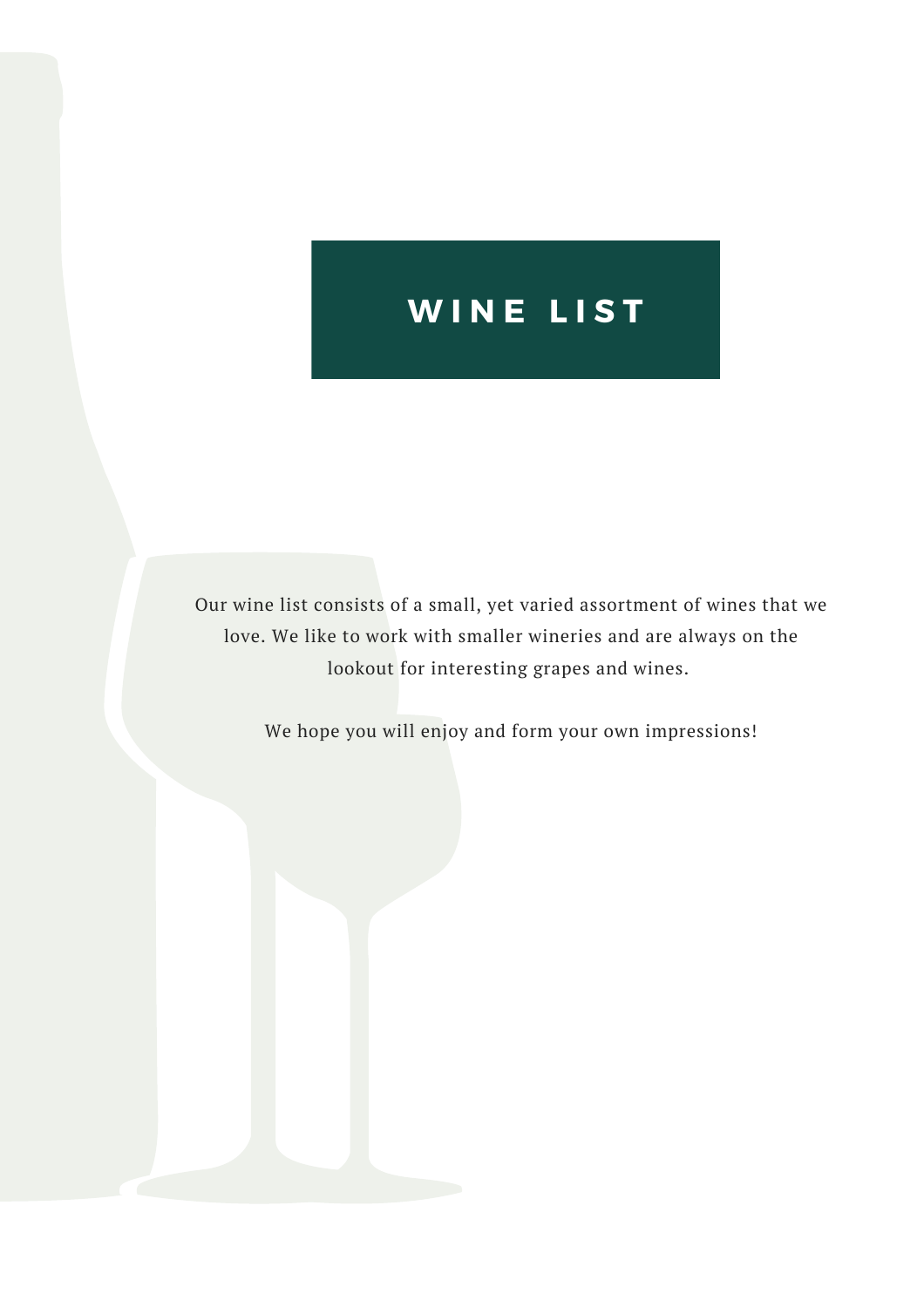# WINE LIST

Our wine list consists of a small, yet varied assortment of wines that we love. We like to work with smaller wineries and are always on the lookout for interesting grapes and wines.

We hope you will enjoy and form your own impressions!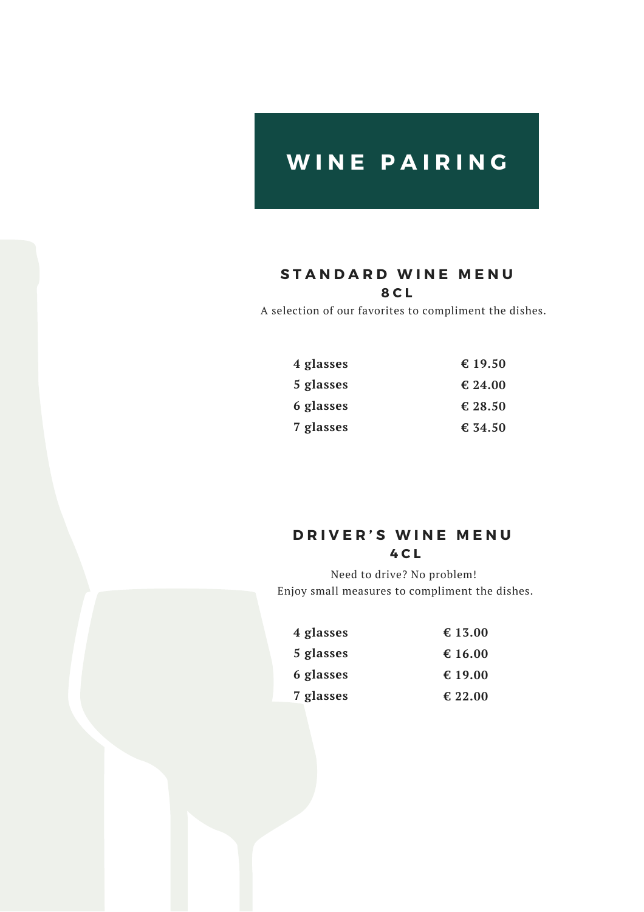# WINE PAIRING

## STANDARD WINE MENU
### 8CL

A selection of our favorites to compliment the dishes.

| | |
|---|---|
| **4 glasses** | **€ 19.50** |
| **5 glasses** | **€ 24.00** |
| **6 glasses** | **€ 28.50** |
| **7 glasses** | **€ 34.50** |

## DRIVER'S WINE MENU
### 4CL

Need to drive? No problem!
Enjoy small measures to compliment the dishes.

| | |
|---|---|
| **4 glasses** | **€ 13.00** |
| **5 glasses** | **€ 16.00** |
| **6 glasses** | **€ 19.00** |
| **7 glasses** | **€ 22.00** |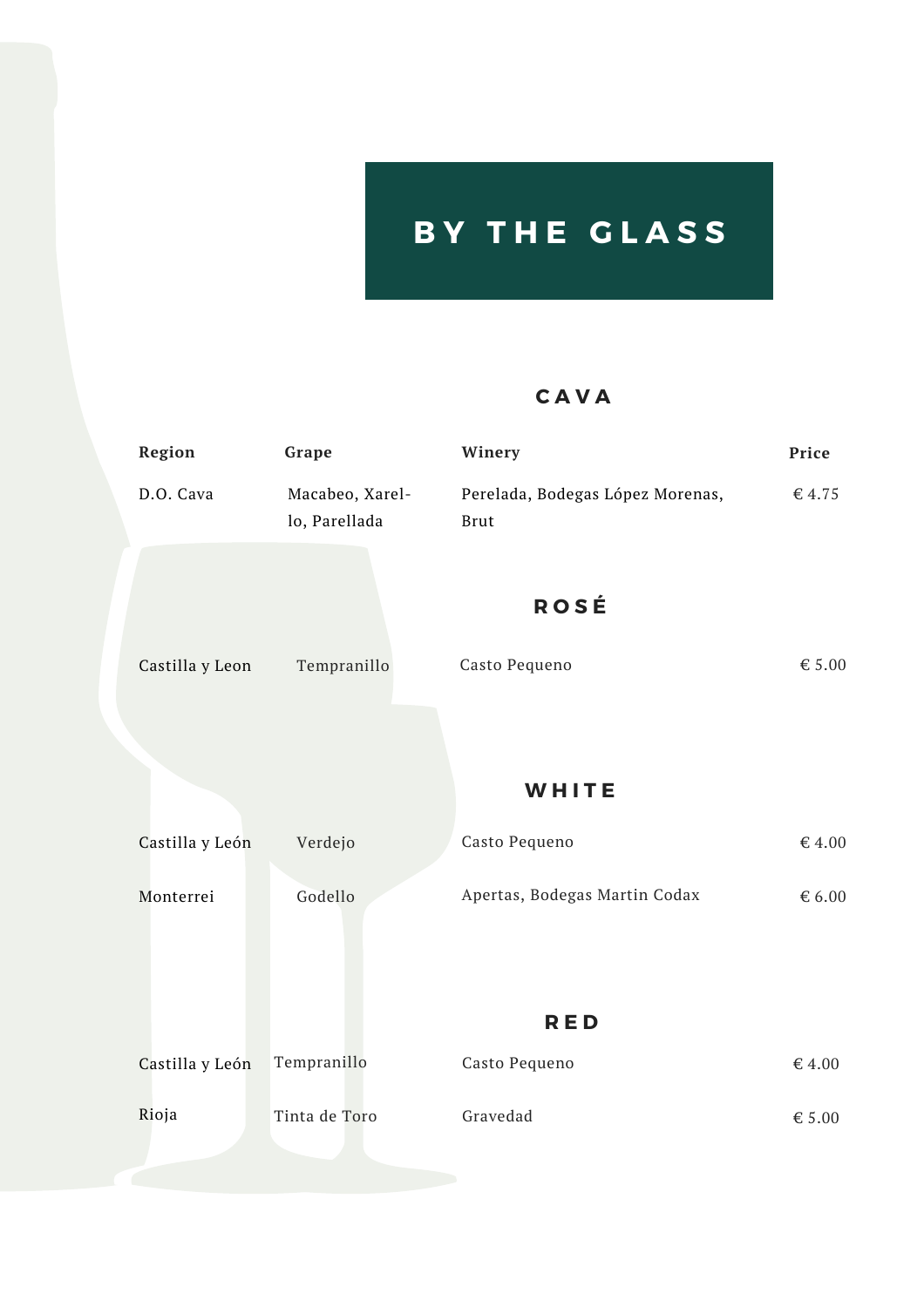# BY THE GLASS

## CAVA

| Region | Grape | Winery | Price |
|---|---|---|---|
| D.O. Cava | Macabeo, Xarel-lo, Parellada | Perelada, Bodegas López Morenas, Brut | € 4.75 |

## ROSÉ

| Region | Grape | Winery | Price |
|---|---|---|---|
| Castilla y Leon | Tempranillo | Casto Pequeno | € 5.00 |

## WHITE

| Region | Grape | Winery | Price |
|---|---|---|---|
| Castilla y León | Verdejo | Casto Pequeno | € 4.00 |
| Monterrei | Godello | Apertas, Bodegas Martin Codax | € 6.00 |

## RED

| Region | Grape | Winery | Price |
|---|---|---|---|
| Castilla y León | Tempranillo | Casto Pequeno | € 4.00 |
| Rioja | Tinta de Toro | Gravedad | € 5.00 |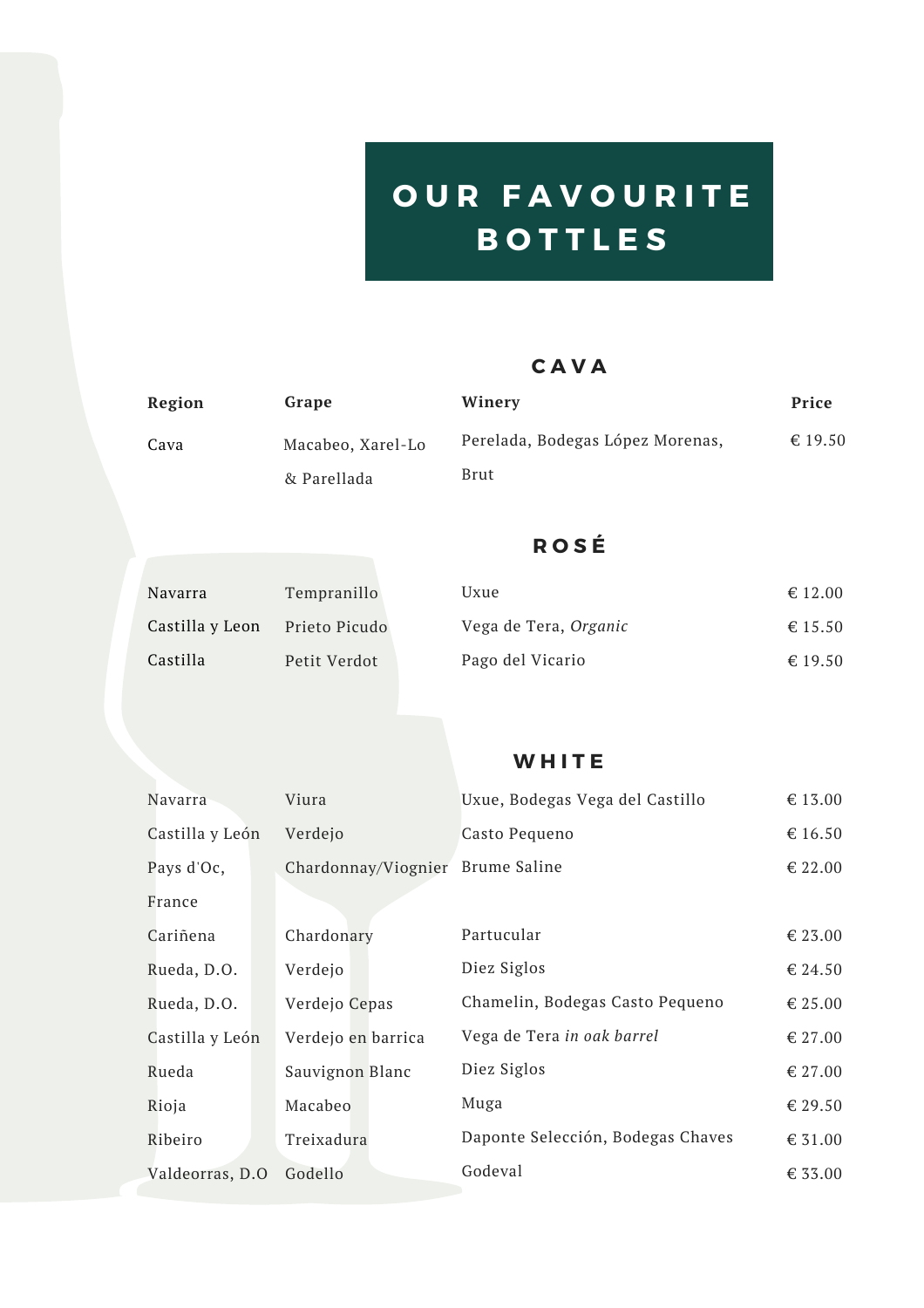# OUR FAVOURITE BOTTLES

## CAVA

| Region | Grape | Winery | Price |
|---|---|---|---|
| Cava | Macabeo, Xarel-Lo & Parellada | Perelada, Bodegas López Morenas, Brut | € 19.50 |

## ROSÉ

| Region | Grape | Winery | Price |
|---|---|---|---|
| Navarra | Tempranillo | Uxue | € 12.00 |
| Castilla y Leon | Prieto Picudo | Vega de Tera, *Organic* | € 15.50 |
| Castilla | Petit Verdot | Pago del Vicario | € 19.50 |

## WHITE

| Region | Grape | Winery | Price |
|---|---|---|---|
| Navarra | Viura | Uxue, Bodegas Vega del Castillo | € 13.00 |
| Castilla y León | Verdejo | Casto Pequeno | € 16.50 |
| Pays d'Oc, France | Chardonnay/Viognier | Brume Saline | € 22.00 |
| Cariñena | Chardonary | Partucular | € 23.00 |
| Rueda, D.O. | Verdejo | Diez Siglos | € 24.50 |
| Rueda, D.O. | Verdejo Cepas | Chamelin, Bodegas Casto Pequeno | € 25.00 |
| Castilla y León | Verdejo en barrica | Vega de Tera *in oak barrel* | € 27.00 |
| Rueda | Sauvignon Blanc | Diez Siglos | € 27.00 |
| Rioja | Macabeo | Muga | € 29.50 |
| Ribeiro | Treixadura | Daponte Selección, Bodegas Chaves | € 31.00 |
| Valdeorras, D.O | Godello | Godeval | € 33.00 |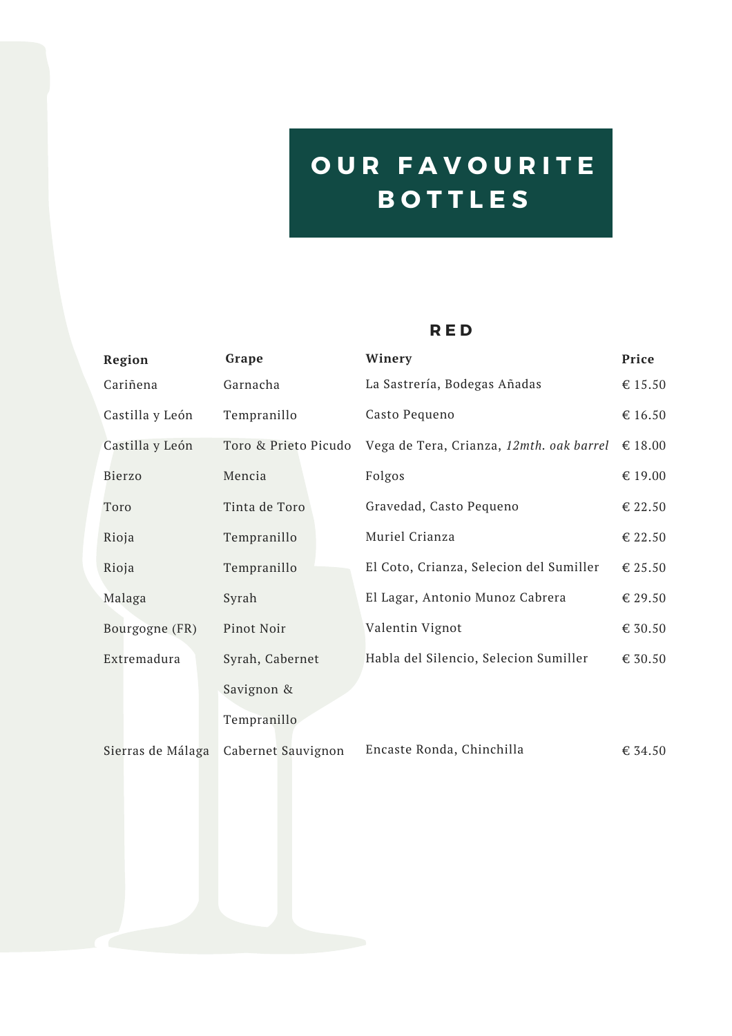# OUR FAVOURITE BOTTLES

## RED

| Region | Grape | Winery | Price |
|---|---|---|---|
| Cariñena | Garnacha | La Sastrería, Bodegas Añadas | € 15.50 |
| Castilla y León | Tempranillo | Casto Pequeno | € 16.50 |
| Castilla y León | Toro & Prieto Picudo | Vega de Tera, Crianza, *12mth. oak barrel* | € 18.00 |
| Bierzo | Mencia | Folgos | € 19.00 |
| Toro | Tinta de Toro | Gravedad, Casto Pequeno | € 22.50 |
| Rioja | Tempranillo | Muriel Crianza | € 22.50 |
| Rioja | Tempranillo | El Coto, Crianza, Selecion del Sumiller | € 25.50 |
| Malaga | Syrah | El Lagar, Antonio Munoz Cabrera | € 29.50 |
| Bourgogne (FR) | Pinot Noir | Valentin Vignot | € 30.50 |
| Extremadura | Syrah, Cabernet Savignon & Tempranillo | Habla del Silencio, Selecion Sumiller | € 30.50 |
| Sierras de Málaga | Cabernet Sauvignon | Encaste Ronda, Chinchilla | € 34.50 |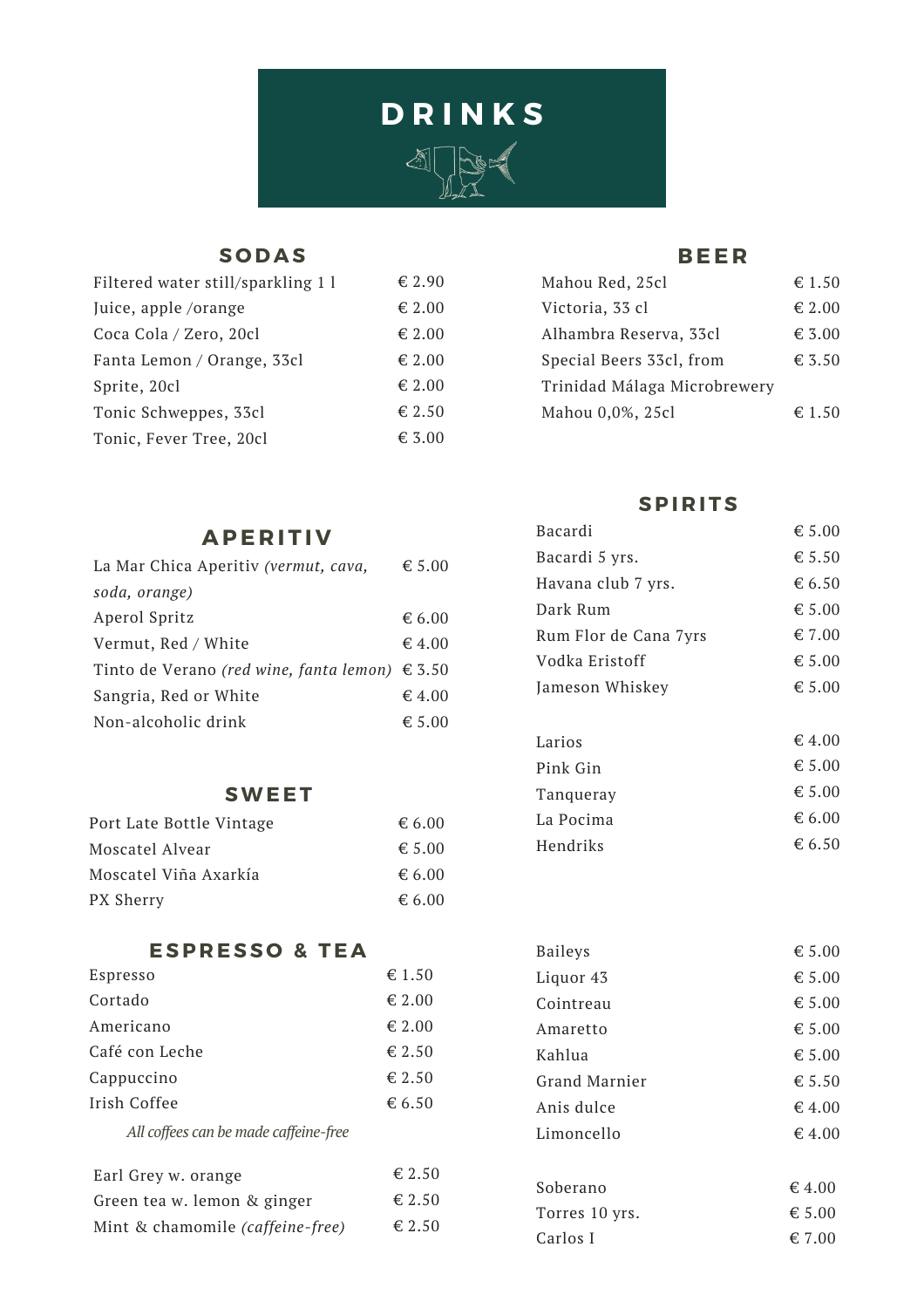# DRINKS

## SODAS

| | |
|---|---|
| Filtered water still/sparkling 1 l | € 2.90 |
| Juice, apple /orange | € 2.00 |
| Coca Cola / Zero, 20cl | € 2.00 |
| Fanta Lemon / Orange, 33cl | € 2.00 |
| Sprite, 20cl | € 2.00 |
| Tonic Schweppes, 33cl | € 2.50 |
| Tonic, Fever Tree, 20cl | € 3.00 |

## APERITIV

| | |
|---|---|
| La Mar Chica Aperitiv *(vermut, cava, soda, orange)* | € 5.00 |
| Aperol Spritz | € 6.00 |
| Vermut, Red / White | € 4.00 |
| Tinto de Verano *(red wine, fanta lemon)* | € 3.50 |
| Sangria, Red or White | € 4.00 |
| Non-alcoholic drink | € 5.00 |

## SWEET

| | |
|---|---|
| Port Late Bottle Vintage | € 6.00 |
| Moscatel Alvear | € 5.00 |
| Moscatel Viña Axarkía | € 6.00 |
| PX Sherry | € 6.00 |

## ESPRESSO & TEA

| | |
|---|---|
| Espresso | € 1.50 |
| Cortado | € 2.00 |
| Americano | € 2.00 |
| Café con Leche | € 2.50 |
| Cappuccino | € 2.50 |
| Irish Coffee | € 6.50 |

*All coffees can be made caffeine-free*

| | |
|---|---|
| Earl Grey w. orange | € 2.50 |
| Green tea w. lemon & ginger | € 2.50 |
| Mint & chamomile *(caffeine-free)* | € 2.50 |

## BEER

| | |
|---|---|
| Mahou Red, 25cl | € 1.50 |
| Victoria, 33 cl | € 2.00 |
| Alhambra Reserva, 33cl | € 3.00 |
| Special Beers 33cl, from | € 3.50 |
| Trinidad Málaga Microbrewery | |
| Mahou 0,0%, 25cl | € 1.50 |

## SPIRITS

| | |
|---|---|
| Bacardi | € 5.00 |
| Bacardi 5 yrs. | € 5.50 |
| Havana club 7 yrs. | € 6.50 |
| Dark Rum | € 5.00 |
| Rum Flor de Cana 7yrs | € 7.00 |
| Vodka Eristoff | € 5.00 |
| Jameson Whiskey | € 5.00 |

| | |
|---|---|
| Larios | € 4.00 |
| Pink Gin | € 5.00 |
| Tanqueray | € 5.00 |
| La Pocima | € 6.00 |
| Hendriks | € 6.50 |

| | |
|---|---|
| Baileys | € 5.00 |
| Liquor 43 | € 5.00 |
| Cointreau | € 5.00 |
| Amaretto | € 5.00 |
| Kahlua | € 5.00 |
| Grand Marnier | € 5.50 |
| Anis dulce | € 4.00 |
| Limoncello | € 4.00 |

| | |
|---|---|
| Soberano | € 4.00 |
| Torres 10 yrs. | € 5.00 |
| Carlos I | € 7.00 |